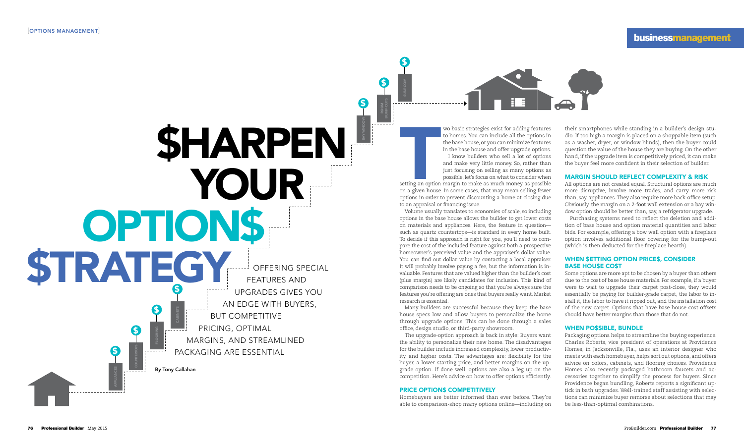# $HARPEN YOUR OPTION$ $TRATEGY

OFFERING SPECIAL FEATURES AND UPGRADES GIVES YOU AN EDGE WITH BUYERS, BUT COMPETITIVE PRICING, OPTIMAL MARGINS, AND STREAMLINED PACKAGING ARE ESSENTIAL

By Tony Callahan

Two basic strategies exist for adding features to homes: You can include all the options in the base house, or you can minimize features in the base house and offer upgrade options.

I know builders who sell a lot of options and make very little money. So, rather than just focusing on selling as many options as possible, let's focus on what to consider when setting an option margin to make as much money as possible on a given house. In some cases, that may mean selling fewer options in order to prevent discounting a home at closing due to an appraisal or financing issue.

Volume usually translates to economies of scale, so including options in the base house allows the builder to get lower costs on materials and appliances. Here, the feature in question—such as quartz countertops—is standard in every home built. To decide if this approach is right for you, you'll need to compare the cost of the included feature against both a prospective homeowner's perceived value and the appraiser's dollar value. You can find out dollar value by contacting a local appraiser. It will probably involve paying a fee, but the information is invaluable. Features that are valued higher than the builder's cost (plus margin) are likely candidates for inclusion. This kind of comparison needs to be ongoing so that you're always sure the features you're offering are ones that buyers really want. Market research is essential.

Many builders are successful because they keep the base house specs low and allow buyers to personalize the home through upgrade options. This can be done through a sales office, design studio, or third-party showroom.

The upgrade-option approach is back in style: Buyers want the ability to personalize their new home. The disadvantages for the builder include increased complexity, lower productivity, and higher costs. The advantages are: flexibility for the buyer, a lower starting price, and better margins on the upgrade option. If done well, options are also a leg up on the competition. Here's advice on how to offer options efficiently.

## PRICE OPTION$ COMPETITIVELY

Homebuyers are better informed than ever before. They're able to comparison-shop many options online—including on their smartphones while standing in a builder's design studio. If too high a margin is placed on a shoppable item (such as a washer, dryer, or window blinds), then the buyer could question the value of the house they are buying. On the other hand, if the upgrade item is competitively priced, it can make the buyer feel more confident in their selection of builder.

## MARGIN $HOULD REFLECT COMPLEXITY & RI$K

All options are not created equal. Structural options are much more disruptive, involve more trades, and carry more risk than, say, appliances. They also require more back-office setup. Obviously, the margin on a 2-foot wall extension or a bay window option should be better than, say, a refrigerator upgrade.

Purchasing systems need to reflect the deletion and addition of base house and option material quantities and labor bids. For example, offering a bow wall option with a fireplace option involves additional floor covering for the bump-out (which is then deducted for the fireplace hearth).

## WHEN $ETTING OPTION PRICE$, CON$IDER BA$E HOU$E COST

Some options are more apt to be chosen by a buyer than others due to the cost of base house materials. For example, if a buyer were to wait to upgrade their carpet post-close, they would essentially be paying for builder-grade carpet, the labor to install it, the labor to have it ripped out, and the installation cost of the new carpet. Options that have base house cost offsets should have better margins than those that do not.

## WHEN PO$$IBLE, BUNDLE

Packaging options helps to streamline the buying experience. Charles Roberts, vice president of operations at Providence Homes, in Jacksonville, Fla., uses an interior designer who meets with each homebuyer, helps sort out options, and offers advice on colors, cabinets, and flooring choices. Providence Homes also recently packaged bathroom faucets and accessories together to simplify the process for buyers. Since Providence began bundling, Roberts reports a significant uptick in bath upgrades. Well-trained staff assisting with selections can minimize buyer remorse about selections that may be less-than-optimal combinations.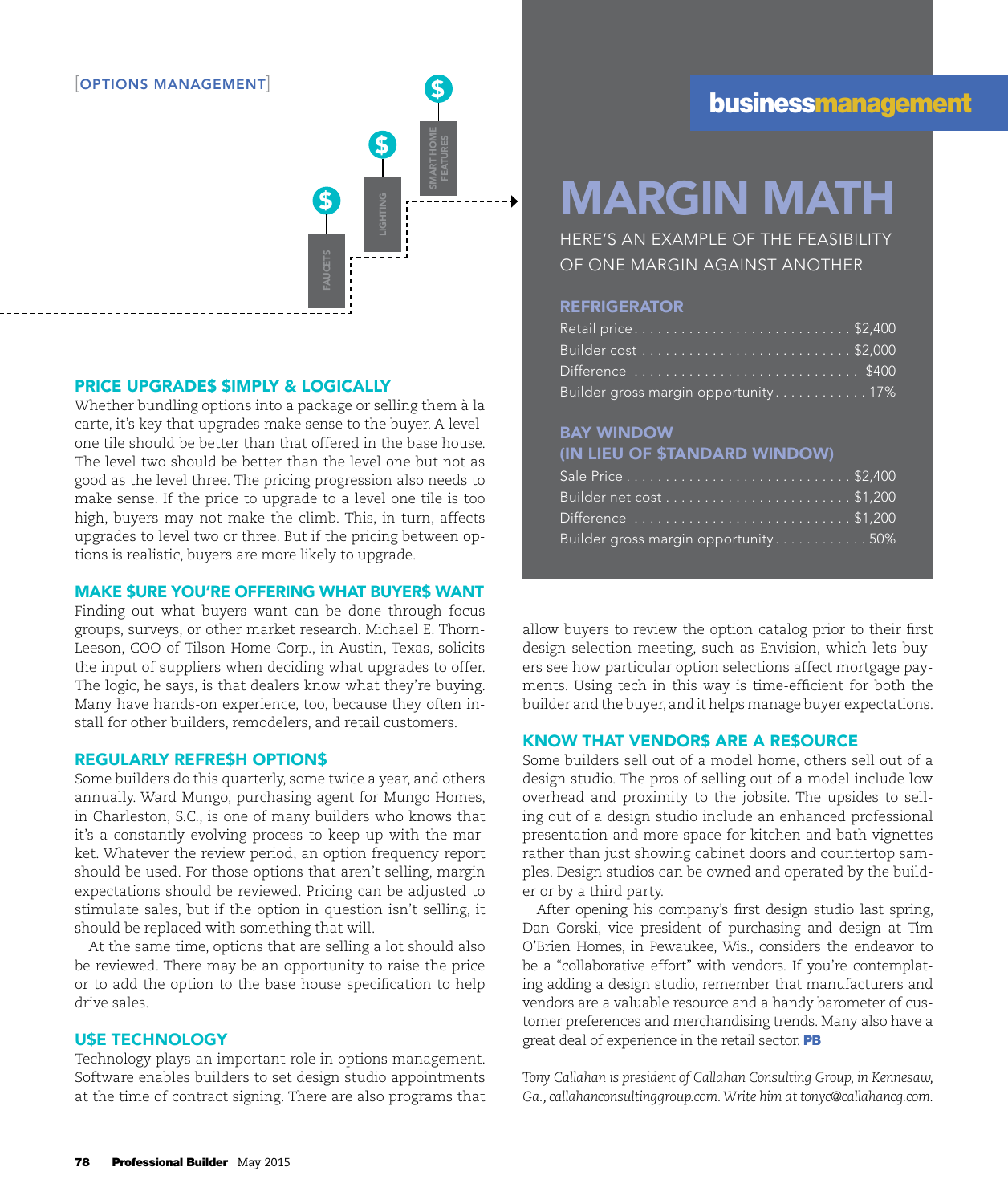[OPTIONS MANAGEMENT]

FAUCETS

LIGHTING

SMART HOME FEATURES

### PRICE UPGRADE$ $IMPLY & LOGICALLY

Whether bundling options into a package or selling them à la carte, it's key that upgrades make sense to the buyer. A level-one tile should be better than that offered in the base house. The level two should be better than the level one but not as good as the level three. The pricing progression also needs to make sense. If the price to upgrade to a level one tile is too high, buyers may not make the climb. This, in turn, affects upgrades to level two or three. But if the pricing between options is realistic, buyers are more likely to upgrade.

### MAKE $URE YOU'RE OFFERING WHAT BUYER$ WANT

Finding out what buyers want can be done through focus groups, surveys, or other market research. Michael E. Thorn-Leeson, COO of Tilson Home Corp., in Austin, Texas, solicits the input of suppliers when deciding what upgrades to offer. The logic, he says, is that dealers know what they're buying. Many have hands-on experience, too, because they often install for other builders, remodelers, and retail customers.

### REGULARLY REFRE$H OPTION$

Some builders do this quarterly, some twice a year, and others annually. Ward Mungo, purchasing agent for Mungo Homes, in Charleston, S.C., is one of many builders who knows that it's a constantly evolving process to keep up with the market. Whatever the review period, an option frequency report should be used. For those options that aren't selling, margin expectations should be reviewed. Pricing can be adjusted to stimulate sales, but if the option in question isn't selling, it should be replaced with something that will.

At the same time, options that are selling a lot should also be reviewed. There may be an opportunity to raise the price or to add the option to the base house specification to help drive sales.

### U$E TECHNOLOGY

Technology plays an important role in options management. Software enables builders to set design studio appointments at the time of contract signing. There are also programs that allow buyers to review the option catalog prior to their first design selection meeting, such as Envision, which lets buyers see how particular option selections affect mortgage payments. Using tech in this way is time-efficient for both the builder and the buyer, and it helps manage buyer expectations.

### KNOW THAT VENDOR$ ARE A RE$OURCE

Some builders sell out of a model home, others sell out of a design studio. The pros of selling out of a model include low overhead and proximity to the jobsite. The upsides to selling out of a design studio include an enhanced professional presentation and more space for kitchen and bath vignettes rather than just showing cabinet doors and countertop samples. Design studios can be owned and operated by the builder or by a third party.

After opening his company's first design studio last spring, Dan Gorski, vice president of purchasing and design at Tim O'Brien Homes, in Pewaukee, Wis., considers the endeavor to be a "collaborative effort" with vendors. If you're contemplating adding a design studio, remember that manufacturers and vendors are a valuable resource and a handy barometer of customer preferences and merchandising trends. Many also have a great deal of experience in the retail sector. **PB**

*Tony Callahan is president of Callahan Consulting Group, in Kennesaw, Ga., callahanconsultinggroup.com. Write him at tonyc@callahancg.com.*

---

**business management**

## MARGIN MATH

HERE'S AN EXAMPLE OF THE FEASIBILITY OF ONE MARGIN AGAINST ANOTHER

### REFRIGERATOR

| | |
|---|---|
| Retail price | $2,400 |
| Builder cost | $2,000 |
| Difference | $400 |
| Builder gross margin opportunity | 17% |

### BAY WINDOW (IN LIEU OF $TANDARD WINDOW)

| | |
|---|---|
| Sale Price | $2,400 |
| Builder net cost | $1,200 |
| Difference | $1,200 |
| Builder gross margin opportunity | 50% |